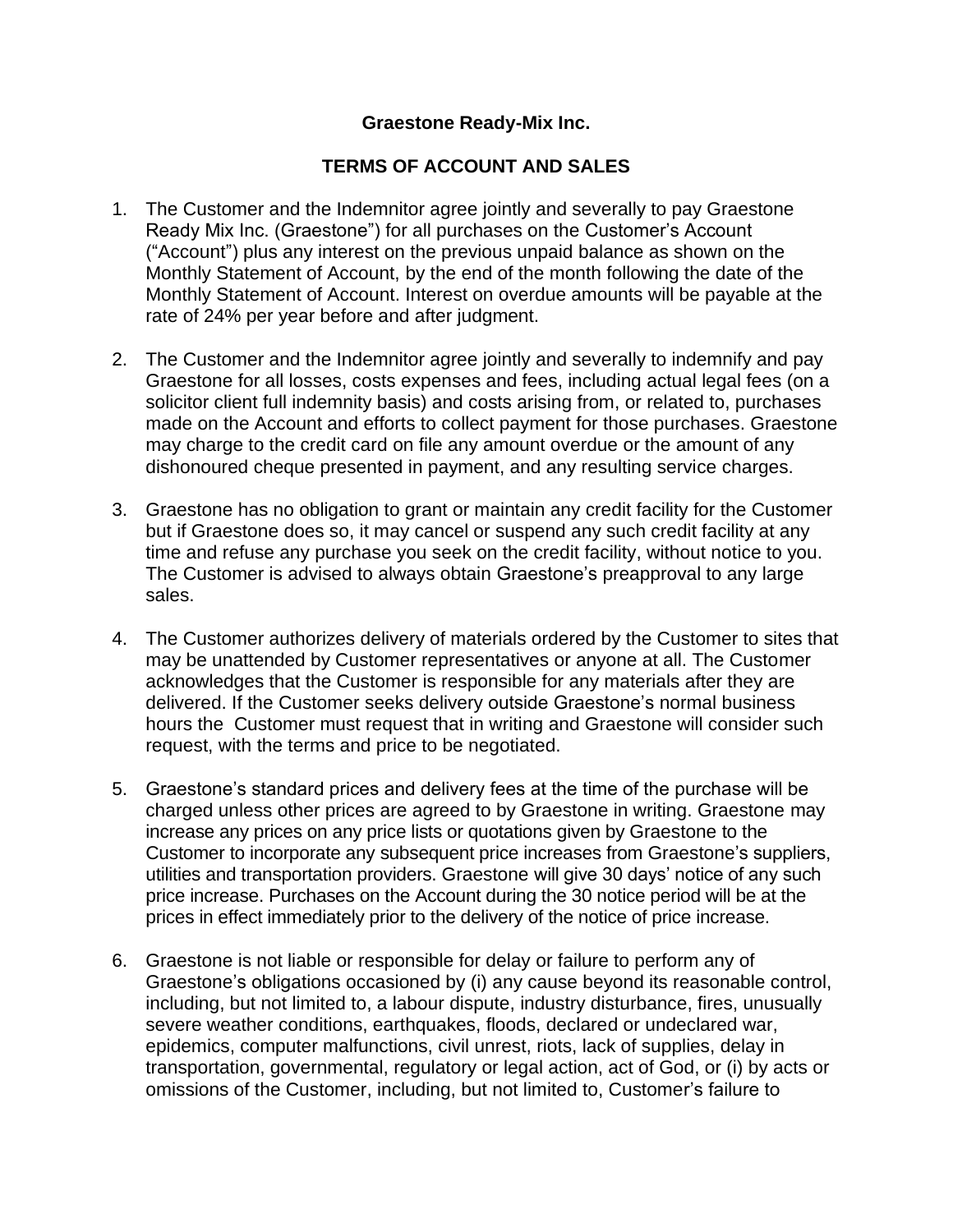**Graestone Ready-Mix Inc.**

**TERMS OF ACCOUNT AND SALES**

1. The Customer and the Indemnitor agree jointly and severally to pay Graestone Ready Mix Inc. (Graestone") for all purchases on the Customer's Account ("Account") plus any interest on the previous unpaid balance as shown on the Monthly Statement of Account, by the end of the month following the date of the Monthly Statement of Account. Interest on overdue amounts will be payable at the rate of 24% per year before and after judgment.

2. The Customer and the Indemnitor agree jointly and severally to indemnify and pay Graestone for all losses, costs expenses and fees, including actual legal fees (on a solicitor client full indemnity basis) and costs arising from, or related to, purchases made on the Account and efforts to collect payment for those purchases. Graestone may charge to the credit card on file any amount overdue or the amount of any dishonoured cheque presented in payment, and any resulting service charges.

3. Graestone has no obligation to grant or maintain any credit facility for the Customer but if Graestone does so, it may cancel or suspend any such credit facility at any time and refuse any purchase you seek on the credit facility, without notice to you. The Customer is advised to always obtain Graestone's preapproval to any large sales.

4. The Customer authorizes delivery of materials ordered by the Customer to sites that may be unattended by Customer representatives or anyone at all. The Customer acknowledges that the Customer is responsible for any materials after they are delivered. If the Customer seeks delivery outside Graestone's normal business hours the Customer must request that in writing and Graestone will consider such request, with the terms and price to be negotiated.

5. Graestone's standard prices and delivery fees at the time of the purchase will be charged unless other prices are agreed to by Graestone in writing. Graestone may increase any prices on any price lists or quotations given by Graestone to the Customer to incorporate any subsequent price increases from Graestone's suppliers, utilities and transportation providers. Graestone will give 30 days' notice of any such price increase. Purchases on the Account during the 30 notice period will be at the prices in effect immediately prior to the delivery of the notice of price increase.

6. Graestone is not liable or responsible for delay or failure to perform any of Graestone's obligations occasioned by (i) any cause beyond its reasonable control, including, but not limited to, a labour dispute, industry disturbance, fires, unusually severe weather conditions, earthquakes, floods, declared or undeclared war, epidemics, computer malfunctions, civil unrest, riots, lack of supplies, delay in transportation, governmental, regulatory or legal action, act of God, or (i) by acts or omissions of the Customer, including, but not limited to, Customer's failure to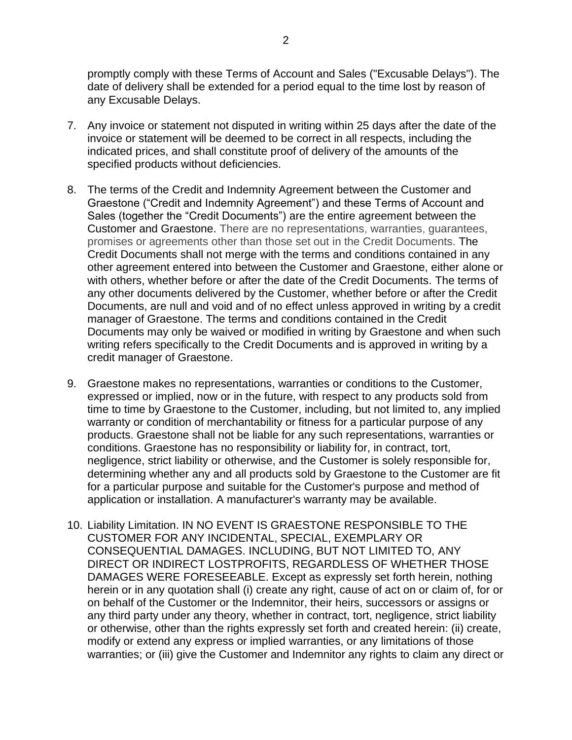promptly comply with these Terms of Account and Sales ("Excusable Delays"). The date of delivery shall be extended for a period equal to the time lost by reason of any Excusable Delays.

7. Any invoice or statement not disputed in writing within 25 days after the date of the invoice or statement will be deemed to be correct in all respects, including the indicated prices, and shall constitute proof of delivery of the amounts of the specified products without deficiencies.

8. The terms of the Credit and Indemnity Agreement between the Customer and Graestone ("Credit and Indemnity Agreement") and these Terms of Account and Sales (together the "Credit Documents") are the entire agreement between the Customer and Graestone. There are no representations, warranties, guarantees, promises or agreements other than those set out in the Credit Documents. The Credit Documents shall not merge with the terms and conditions contained in any other agreement entered into between the Customer and Graestone, either alone or with others, whether before or after the date of the Credit Documents. The terms of any other documents delivered by the Customer, whether before or after the Credit Documents, are null and void and of no effect unless approved in writing by a credit manager of Graestone. The terms and conditions contained in the Credit Documents may only be waived or modified in writing by Graestone and when such writing refers specifically to the Credit Documents and is approved in writing by a credit manager of Graestone.

9. Graestone makes no representations, warranties or conditions to the Customer, expressed or implied, now or in the future, with respect to any products sold from time to time by Graestone to the Customer, including, but not limited to, any implied warranty or condition of merchantability or fitness for a particular purpose of any products. Graestone shall not be liable for any such representations, warranties or conditions. Graestone has no responsibility or liability for, in contract, tort, negligence, strict liability or otherwise, and the Customer is solely responsible for, determining whether any and all products sold by Graestone to the Customer are fit for a particular purpose and suitable for the Customer's purpose and method of application or installation. A manufacturer's warranty may be available.

10. Liability Limitation. IN NO EVENT IS GRAESTONE RESPONSIBLE TO THE CUSTOMER FOR ANY INCIDENTAL, SPECIAL, EXEMPLARY OR CONSEQUENTIAL DAMAGES. INCLUDING, BUT NOT LIMITED TO, ANY DIRECT OR INDIRECT LOSTPROFITS, REGARDLESS OF WHETHER THOSE DAMAGES WERE FORESEEABLE. Except as expressly set forth herein, nothing herein or in any quotation shall (i) create any right, cause of act on or claim of, for or on behalf of the Customer or the Indemnitor, their heirs, successors or assigns or any third party under any theory, whether in contract, tort, negligence, strict liability or otherwise, other than the rights expressly set forth and created herein: (ii) create, modify or extend any express or implied warranties, or any limitations of those warranties; or (iii) give the Customer and Indemnitor any rights to claim any direct or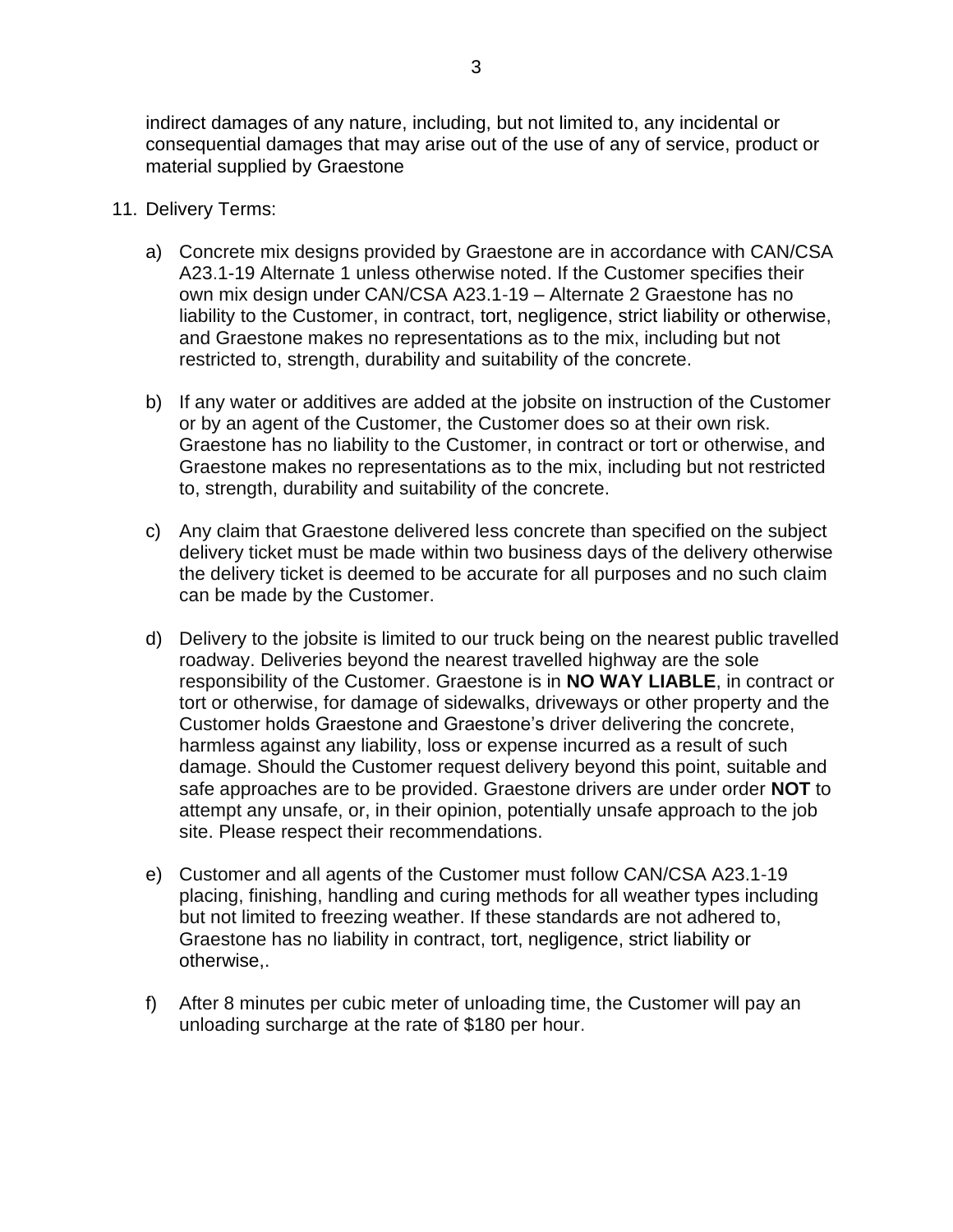indirect damages of any nature, including, but not limited to, any incidental or consequential damages that may arise out of the use of any of service, product or material supplied by Graestone

11. Delivery Terms:

    a) Concrete mix designs provided by Graestone are in accordance with CAN/CSA A23.1-19 Alternate 1 unless otherwise noted. If the Customer specifies their own mix design under CAN/CSA A23.1-19 – Alternate 2 Graestone has no liability to the Customer, in contract, tort, negligence, strict liability or otherwise, and Graestone makes no representations as to the mix, including but not restricted to, strength, durability and suitability of the concrete.

    b) If any water or additives are added at the jobsite on instruction of the Customer or by an agent of the Customer, the Customer does so at their own risk. Graestone has no liability to the Customer, in contract or tort or otherwise, and Graestone makes no representations as to the mix, including but not restricted to, strength, durability and suitability of the concrete.

    c) Any claim that Graestone delivered less concrete than specified on the subject delivery ticket must be made within two business days of the delivery otherwise the delivery ticket is deemed to be accurate for all purposes and no such claim can be made by the Customer.

    d) Delivery to the jobsite is limited to our truck being on the nearest public travelled roadway. Deliveries beyond the nearest travelled highway are the sole responsibility of the Customer. Graestone is in **NO WAY LIABLE**, in contract or tort or otherwise, for damage of sidewalks, driveways or other property and the Customer holds Graestone and Graestone's driver delivering the concrete, harmless against any liability, loss or expense incurred as a result of such damage. Should the Customer request delivery beyond this point, suitable and safe approaches are to be provided. Graestone drivers are under order **NOT** to attempt any unsafe, or, in their opinion, potentially unsafe approach to the job site. Please respect their recommendations.

    e) Customer and all agents of the Customer must follow CAN/CSA A23.1-19 placing, finishing, handling and curing methods for all weather types including but not limited to freezing weather. If these standards are not adhered to, Graestone has no liability in contract, tort, negligence, strict liability or otherwise,.

    f) After 8 minutes per cubic meter of unloading time, the Customer will pay an unloading surcharge at the rate of $180 per hour.